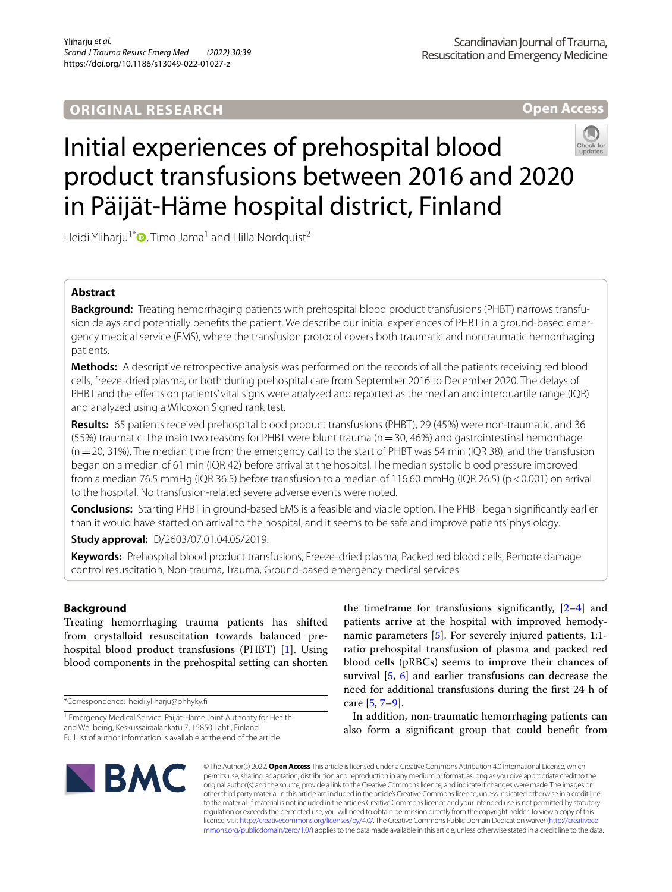ORIGINAL RESEARCH

Open Access

# Initial experiences of prehospital blood product transfusions between 2016 and 2020 in Päijät-Häme hospital district, Finland

Heidi Yliharju[1*], Timo Jama[1] and Hilla Nordquist[2]

## Abstract

**Background:** Treating hemorrhaging patients with prehospital blood product transfusions (PHBT) narrows transfusion delays and potentially benefits the patient. We describe our initial experiences of PHBT in a ground-based emergency medical service (EMS), where the transfusion protocol covers both traumatic and nontraumatic hemorrhaging patients.

**Methods:** A descriptive retrospective analysis was performed on the records of all the patients receiving red blood cells, freeze-dried plasma, or both during prehospital care from September 2016 to December 2020. The delays of PHBT and the effects on patients' vital signs were analyzed and reported as the median and interquartile range (IQR) and analyzed using a Wilcoxon Signed rank test.

**Results:** 65 patients received prehospital blood product transfusions (PHBT), 29 (45%) were non-traumatic, and 36 (55%) traumatic. The main two reasons for PHBT were blunt trauma (n = 30, 46%) and gastrointestinal hemorrhage (n = 20, 31%). The median time from the emergency call to the start of PHBT was 54 min (IQR 38), and the transfusion began on a median of 61 min (IQR 42) before arrival at the hospital. The median systolic blood pressure improved from a median 76.5 mmHg (IQR 36.5) before transfusion to a median of 116.60 mmHg (IQR 26.5) ($p < 0.001$) on arrival to the hospital. No transfusion-related severe adverse events were noted.

**Conclusions:** Starting PHBT in ground-based EMS is a feasible and viable option. The PHBT began significantly earlier than it would have started on arrival to the hospital, and it seems to be safe and improve patients' physiology.

**Study approval:** D/2603/07.01.04.05/2019.

**Keywords:** Prehospital blood product transfusions, Freeze-dried plasma, Packed red blood cells, Remote damage control resuscitation, Non-trauma, Trauma, Ground-based emergency medical services

## Background

Treating hemorrhaging trauma patients has shifted from crystalloid resuscitation towards balanced prehospital blood product transfusions (PHBT) [1]. Using blood components in the prehospital setting can shorten the timeframe for transfusions significantly, [2–4] and patients arrive at the hospital with improved hemodynamic parameters [5]. For severely injured patients, 1:1-ratio prehospital transfusion of plasma and packed red blood cells (pRBCs) seems to improve their chances of survival [5, 6] and earlier transfusions can decrease the need for additional transfusions during the first 24 h of care [5, 7–9].

In addition, non-traumatic hemorrhaging patients can also form a significant group that could benefit from

*Correspondence: heidi.yliharju@phhyky.fi

[1] Emergency Medical Service, Päijät-Häme Joint Authority for Health and Wellbeing, Keskussairaalankatu 7, 15850 Lahti, Finland

Full list of author information is available at the end of the article

© The Author(s) 2022. **Open Access** This article is licensed under a Creative Commons Attribution 4.0 International License, which permits use, sharing, adaptation, distribution and reproduction in any medium or format, as long as you give appropriate credit to the original author(s) and the source, provide a link to the Creative Commons licence, and indicate if changes were made. The images or other third party material in this article are included in the article's Creative Commons licence, unless indicated otherwise in a credit line to the material. If material is not included in the article's Creative Commons licence and your intended use is not permitted by statutory regulation or exceeds the permitted use, you will need to obtain permission directly from the copyright holder. To view a copy of this licence, visit http://creativecommons.org/licenses/by/4.0/. The Creative Commons Public Domain Dedication waiver (http://creativecommons.org/publicdomain/zero/1.0/) applies to the data made available in this article, unless otherwise stated in a credit line to the data.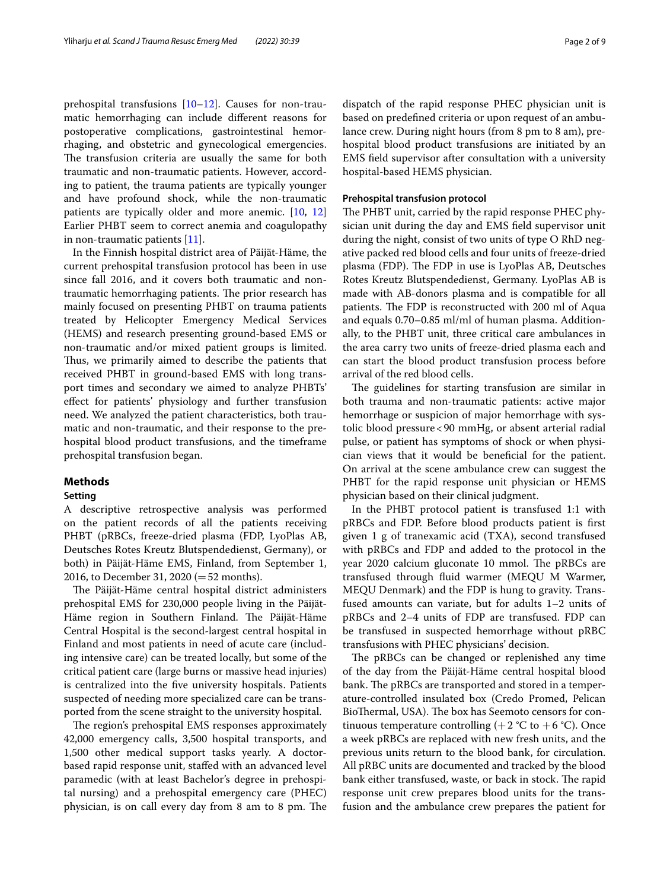prehospital transfusions [10–12]. Causes for non-traumatic hemorrhaging can include different reasons for postoperative complications, gastrointestinal hemorrhaging, and obstetric and gynecological emergencies. The transfusion criteria are usually the same for both traumatic and non-traumatic patients. However, according to patient, the trauma patients are typically younger and have profound shock, while the non-traumatic patients are typically older and more anemic. [10, 12] Earlier PHBT seem to correct anemia and coagulopathy in non-traumatic patients [11].

In the Finnish hospital district area of Päijät-Häme, the current prehospital transfusion protocol has been in use since fall 2016, and it covers both traumatic and non-traumatic hemorrhaging patients. The prior research has mainly focused on presenting PHBT on trauma patients treated by Helicopter Emergency Medical Services (HEMS) and research presenting ground-based EMS or non-traumatic and/or mixed patient groups is limited. Thus, we primarily aimed to describe the patients that received PHBT in ground-based EMS with long transport times and secondary we aimed to analyze PHBTs' effect for patients' physiology and further transfusion need. We analyzed the patient characteristics, both traumatic and non-traumatic, and their response to the prehospital blood product transfusions, and the timeframe prehospital transfusion began.

## Methods

### Setting

A descriptive retrospective analysis was performed on the patient records of all the patients receiving PHBT (pRBCs, freeze-dried plasma (FDP, LyoPlas AB, Deutsches Rotes Kreutz Blutspendedienst, Germany), or both) in Päijät-Häme EMS, Finland, from September 1, 2016, to December 31, 2020 (= 52 months).

The Päijät-Häme central hospital district administers prehospital EMS for 230,000 people living in the Päijät-Häme region in Southern Finland. The Päijät-Häme Central Hospital is the second-largest central hospital in Finland and most patients in need of acute care (including intensive care) can be treated locally, but some of the critical patient care (large burns or massive head injuries) is centralized into the five university hospitals. Patients suspected of needing more specialized care can be transported from the scene straight to the university hospital.

The region's prehospital EMS responses approximately 42,000 emergency calls, 3,500 hospital transports, and 1,500 other medical support tasks yearly. A doctor-based rapid response unit, staffed with an advanced level paramedic (with at least Bachelor's degree in prehospital nursing) and a prehospital emergency care (PHEC) physician, is on call every day from 8 am to 8 pm. The dispatch of the rapid response PHEC physician unit is based on predefined criteria or upon request of an ambulance crew. During night hours (from 8 pm to 8 am), prehospital blood product transfusions are initiated by an EMS field supervisor after consultation with a university hospital-based HEMS physician.

### Prehospital transfusion protocol

The PHBT unit, carried by the rapid response PHEC physician unit during the day and EMS field supervisor unit during the night, consist of two units of type O RhD negative packed red blood cells and four units of freeze-dried plasma (FDP). The FDP in use is LyoPlas AB, Deutsches Rotes Kreutz Blutspendedienst, Germany. LyoPlas AB is made with AB-donors plasma and is compatible for all patients. The FDP is reconstructed with 200 ml of Aqua and equals 0.70–0.85 ml/ml of human plasma. Additionally, to the PHBT unit, three critical care ambulances in the area carry two units of freeze-dried plasma each and can start the blood product transfusion process before arrival of the red blood cells.

The guidelines for starting transfusion are similar in both trauma and non-traumatic patients: active major hemorrhage or suspicion of major hemorrhage with systolic blood pressure < 90 mmHg, or absent arterial radial pulse, or patient has symptoms of shock or when physician views that it would be beneficial for the patient. On arrival at the scene ambulance crew can suggest the PHBT for the rapid response unit physician or HEMS physician based on their clinical judgment.

In the PHBT protocol patient is transfused 1:1 with pRBCs and FDP. Before blood products patient is first given 1 g of tranexamic acid (TXA), second transfused with pRBCs and FDP and added to the protocol in the year 2020 calcium gluconate 10 mmol. The pRBCs are transfused through fluid warmer (MEQU M Warmer, MEQU Denmark) and the FDP is hung to gravity. Transfused amounts can variate, but for adults 1–2 units of pRBCs and 2–4 units of FDP are transfused. FDP can be transfused in suspected hemorrhage without pRBC transfusions with PHEC physicians' decision.

The pRBCs can be changed or replenished any time of the day from the Päijät-Häme central hospital blood bank. The pRBCs are transported and stored in a temperature-controlled insulated box (Credo Promed, Pelican BioThermal, USA). The box has Seemoto censors for continuous temperature controlling (+ 2 °C to + 6 °C). Once a week pRBCs are replaced with new fresh units, and the previous units return to the blood bank, for circulation. All pRBC units are documented and tracked by the blood bank either transfused, waste, or back in stock. The rapid response unit crew prepares blood units for the transfusion and the ambulance crew prepares the patient for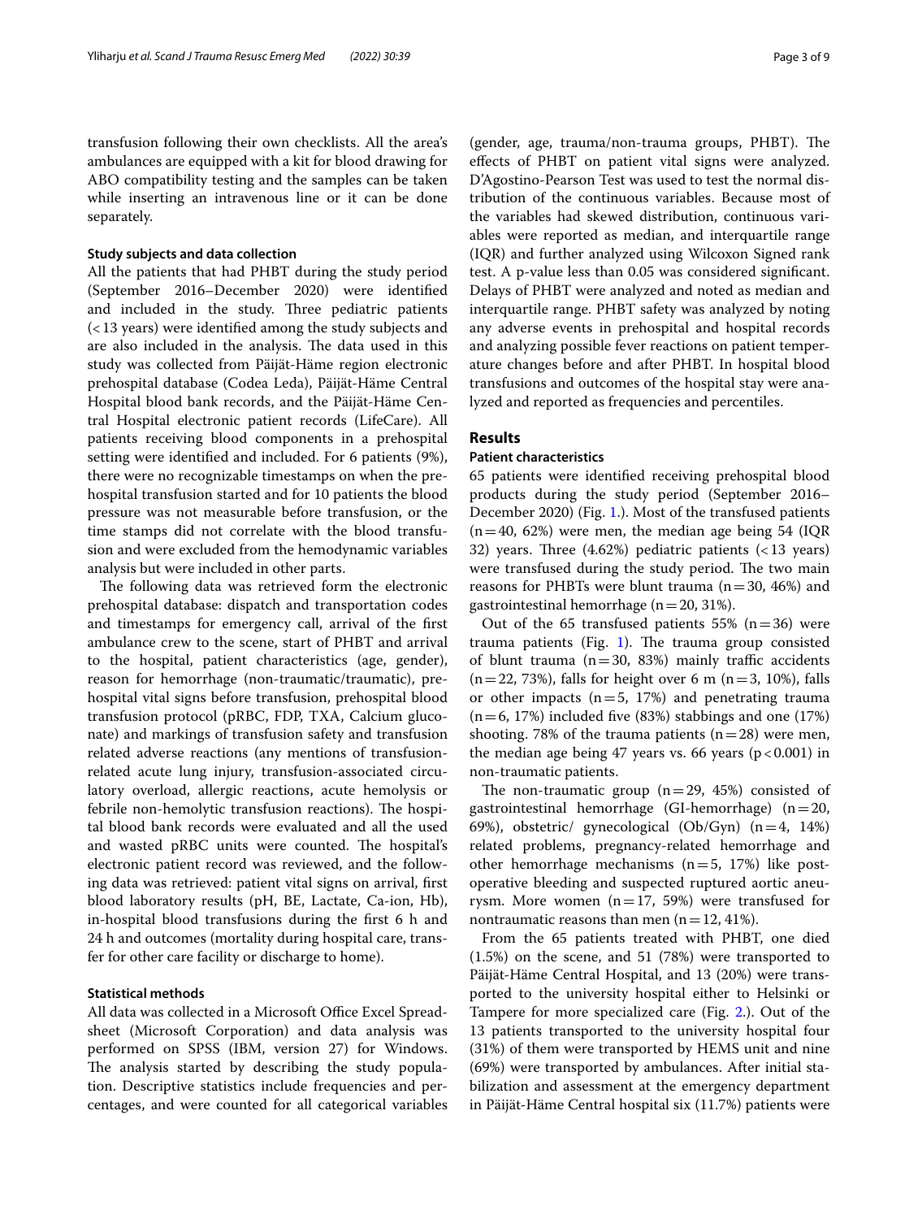transfusion following their own checklists. All the area's ambulances are equipped with a kit for blood drawing for ABO compatibility testing and the samples can be taken while inserting an intravenous line or it can be done separately.

### Study subjects and data collection

All the patients that had PHBT during the study period (September 2016–December 2020) were identified and included in the study. Three pediatric patients (<13 years) were identified among the study subjects and are also included in the analysis. The data used in this study was collected from Päijät-Häme region electronic prehospital database (Codea Leda), Päijät-Häme Central Hospital blood bank records, and the Päijät-Häme Central Hospital electronic patient records (LifeCare). All patients receiving blood components in a prehospital setting were identified and included. For 6 patients (9%), there were no recognizable timestamps on when the prehospital transfusion started and for 10 patients the blood pressure was not measurable before transfusion, or the time stamps did not correlate with the blood transfusion and were excluded from the hemodynamic variables analysis but were included in other parts.

The following data was retrieved form the electronic prehospital database: dispatch and transportation codes and timestamps for emergency call, arrival of the first ambulance crew to the scene, start of PHBT and arrival to the hospital, patient characteristics (age, gender), reason for hemorrhage (non-traumatic/traumatic), prehospital vital signs before transfusion, prehospital blood transfusion protocol (pRBC, FDP, TXA, Calcium gluconate) and markings of transfusion safety and transfusion related adverse reactions (any mentions of transfusion-related acute lung injury, transfusion-associated circulatory overload, allergic reactions, acute hemolysis or febrile non-hemolytic transfusion reactions). The hospital blood bank records were evaluated and all the used and wasted pRBC units were counted. The hospital's electronic patient record was reviewed, and the following data was retrieved: patient vital signs on arrival, first blood laboratory results (pH, BE, Lactate, Ca-ion, Hb), in-hospital blood transfusions during the first 6 h and 24 h and outcomes (mortality during hospital care, transfer for other care facility or discharge to home).

### Statistical methods

All data was collected in a Microsoft Office Excel Spreadsheet (Microsoft Corporation) and data analysis was performed on SPSS (IBM, version 27) for Windows. The analysis started by describing the study population. Descriptive statistics include frequencies and percentages, and were counted for all categorical variables (gender, age, trauma/non-trauma groups, PHBT). The effects of PHBT on patient vital signs were analyzed. D'Agostino-Pearson Test was used to test the normal distribution of the continuous variables. Because most of the variables had skewed distribution, continuous variables were reported as median, and interquartile range (IQR) and further analyzed using Wilcoxon Signed rank test. A p-value less than 0.05 was considered significant. Delays of PHBT were analyzed and noted as median and interquartile range. PHBT safety was analyzed by noting any adverse events in prehospital and hospital records and analyzing possible fever reactions on patient temperature changes before and after PHBT. In hospital blood transfusions and outcomes of the hospital stay were analyzed and reported as frequencies and percentiles.

## Results

### Patient characteristics

65 patients were identified receiving prehospital blood products during the study period (September 2016–December 2020) (Fig. 1.). Most of the transfused patients ($n = 40$, 62%) were men, the median age being 54 (IQR 32) years. Three (4.62%) pediatric patients (<13 years) were transfused during the study period. The two main reasons for PHBTs were blunt trauma ($n = 30$, 46%) and gastrointestinal hemorrhage ($n = 20$, 31%).

Out of the 65 transfused patients 55% ($n = 36$) were trauma patients (Fig. 1). The trauma group consisted of blunt trauma ($n = 30$, 83%) mainly traffic accidents ($n = 22$, 73%), falls for height over 6 m ($n = 3$, 10%), falls or other impacts ($n = 5$, 17%) and penetrating trauma ($n = 6$, 17%) included five (83%) stabbings and one (17%) shooting. 78% of the trauma patients ($n = 28$) were men, the median age being 47 years vs. 66 years ($p < 0.001$) in non-traumatic patients.

The non-traumatic group ($n = 29$, 45%) consisted of gastrointestinal hemorrhage (GI-hemorrhage) ($n = 20$, 69%), obstetric/ gynecological (Ob/Gyn) ($n = 4$, 14%) related problems, pregnancy-related hemorrhage and other hemorrhage mechanisms ($n = 5$, 17%) like postoperative bleeding and suspected ruptured aortic aneurysm. More women ($n = 17$, 59%) were transfused for nontraumatic reasons than men ($n = 12$, 41%).

From the 65 patients treated with PHBT, one died (1.5%) on the scene, and 51 (78%) were transported to Päijät-Häme Central Hospital, and 13 (20%) were transported to the university hospital either to Helsinki or Tampere for more specialized care (Fig. 2.). Out of the 13 patients transported to the university hospital four (31%) of them were transported by HEMS unit and nine (69%) were transported by ambulances. After initial stabilization and assessment at the emergency department in Päijät-Häme Central hospital six (11.7%) patients were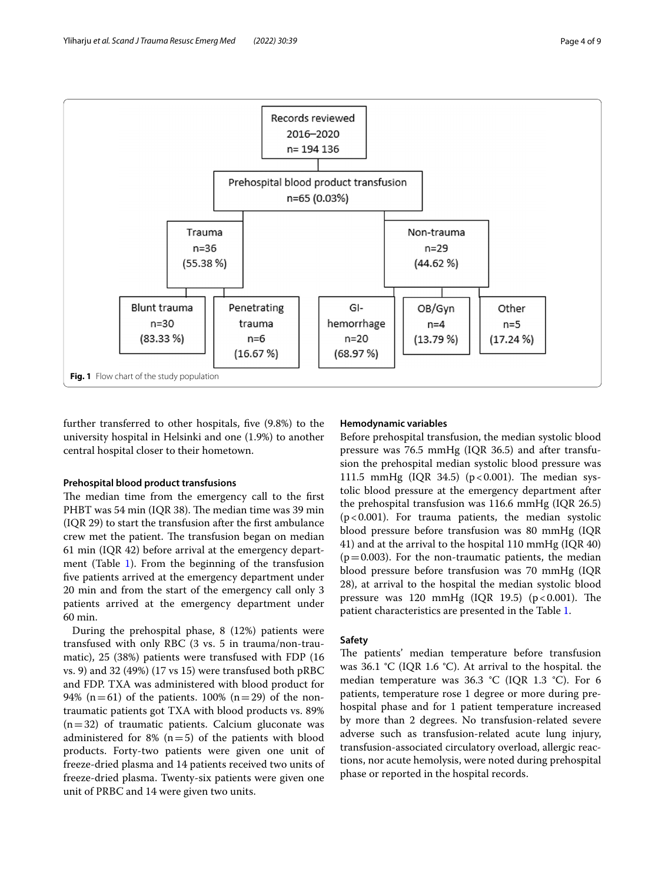Records reviewed
2016–2020
n= 194 136

Prehospital blood product transfusion
n=65 (0.03%)

Trauma
n=36
(55.38 %)

Non-trauma
n=29
(44.62 %)

Blunt trauma
n=30
(83.33 %)

Penetrating
trauma
n=6
(16.67 %)

GI-
hemorrhage
n=20
(68.97 %)

OB/Gyn
n=4
(13.79 %)

Other
n=5
(17.24 %)

**Fig. 1** Flow chart of the study population

further transferred to other hospitals, five (9.8%) to the university hospital in Helsinki and one (1.9%) to another central hospital closer to their hometown.

### Prehospital blood product transfusions

The median time from the emergency call to the first PHBT was 54 min (IQR 38). The median time was 39 min (IQR 29) to start the transfusion after the first ambulance crew met the patient. The transfusion began on median 61 min (IQR 42) before arrival at the emergency department (Table 1). From the beginning of the transfusion five patients arrived at the emergency department under 20 min and from the start of the emergency call only 3 patients arrived at the emergency department under 60 min.

During the prehospital phase, 8 (12%) patients were transfused with only RBC (3 vs. 5 in trauma/non-traumatic), 25 (38%) patients were transfused with FDP (16 vs. 9) and 32 (49%) (17 vs 15) were transfused both pRBC and FDP. TXA was administered with blood product for 94% (n = 61) of the patients. 100% (n = 29) of the non-traumatic patients got TXA with blood products vs. 89% (n = 32) of traumatic patients. Calcium gluconate was administered for 8% (n = 5) of the patients with blood products. Forty-two patients were given one unit of freeze-dried plasma and 14 patients received two units of freeze-dried plasma. Twenty-six patients were given one unit of PRBC and 14 were given two units.

### Hemodynamic variables

Before prehospital transfusion, the median systolic blood pressure was 76.5 mmHg (IQR 36.5) and after transfusion the prehospital median systolic blood pressure was 111.5 mmHg (IQR 34.5) ($p < 0.001$). The median systolic blood pressure at the emergency department after the prehospital transfusion was 116.6 mmHg (IQR 26.5) ($p < 0.001$). For trauma patients, the median systolic blood pressure before transfusion was 80 mmHg (IQR 41) and at the arrival to the hospital 110 mmHg (IQR 40) ($p = 0.003$). For the non-traumatic patients, the median blood pressure before transfusion was 70 mmHg (IQR 28), at arrival to the hospital the median systolic blood pressure was 120 mmHg (IQR 19.5) ($p < 0.001$). The patient characteristics are presented in the Table 1.

### Safety

The patients' median temperature before transfusion was 36.1 °C (IQR 1.6 °C). At arrival to the hospital. the median temperature was 36.3 °C (IQR 1.3 °C). For 6 patients, temperature rose 1 degree or more during prehospital phase and for 1 patient temperature increased by more than 2 degrees. No transfusion-related severe adverse such as transfusion-related acute lung injury, transfusion-associated circulatory overload, allergic reactions, nor acute hemolysis, were noted during prehospital phase or reported in the hospital records.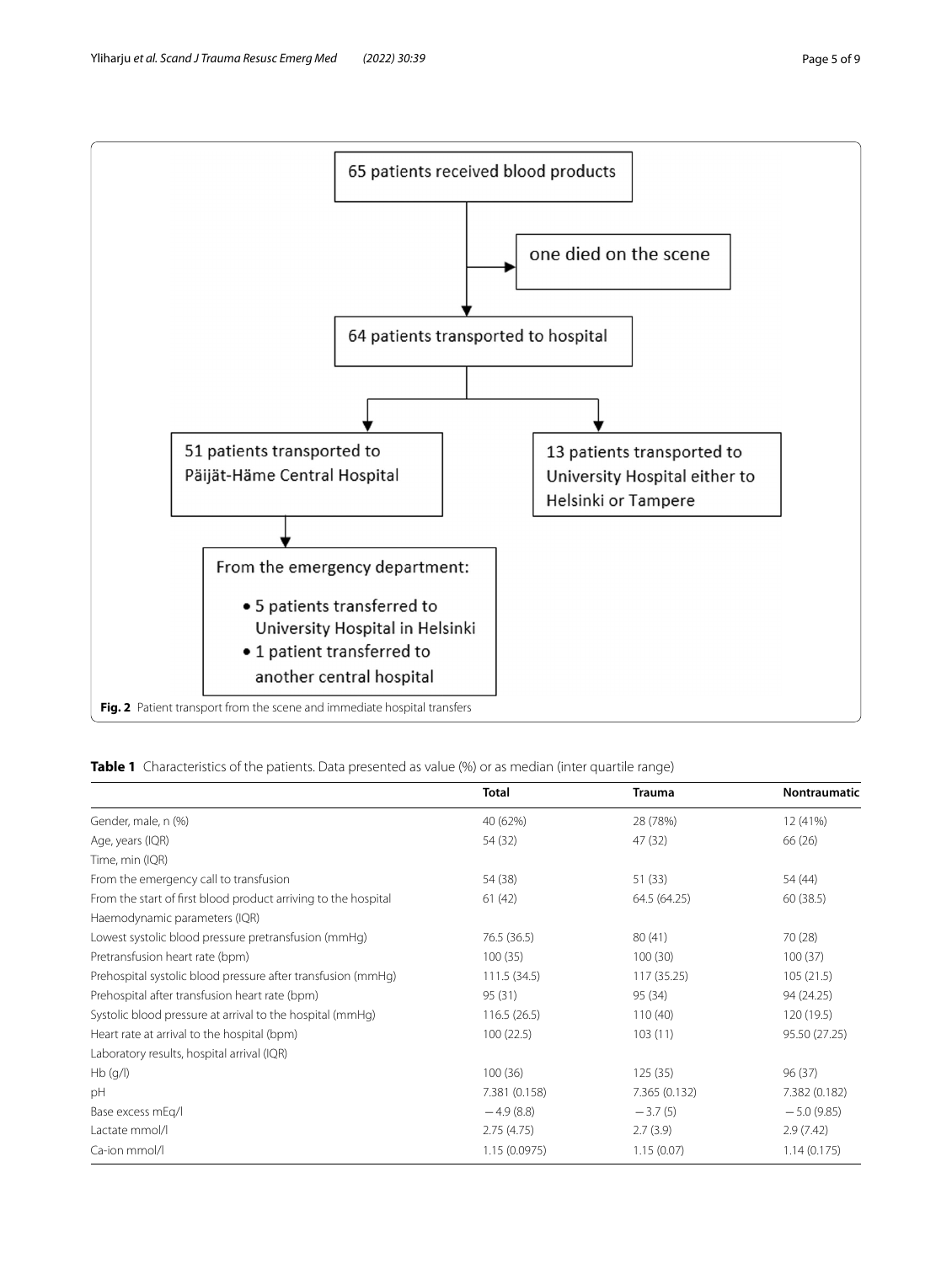65 patients received blood products

one died on the scene

64 patients transported to hospital

51 patients transported to Päijät-Häme Central Hospital

13 patients transported to University Hospital either to Helsinki or Tampere

From the emergency department:

- 5 patients transferred to University Hospital in Helsinki
- 1 patient transferred to another central hospital

**Fig. 2** Patient transport from the scene and immediate hospital transfers

**Table 1** Characteristics of the patients. Data presented as value (%) or as median (inter quartile range)

| | Total | Trauma | Nontraumatic |
|---|---|---|---|
| Gender, male, n (%) | 40 (62%) | 28 (78%) | 12 (41%) |
| Age, years (IQR) | 54 (32) | 47 (32) | 66 (26) |
| Time, min (IQR) | | | |
| From the emergency call to transfusion | 54 (38) | 51 (33) | 54 (44) |
| From the start of first blood product arriving to the hospital | 61 (42) | 64.5 (64.25) | 60 (38.5) |
| Haemodynamic parameters (IQR) | | | |
| Lowest systolic blood pressure pretransfusion (mmHg) | 76.5 (36.5) | 80 (41) | 70 (28) |
| Pretransfusion heart rate (bpm) | 100 (35) | 100 (30) | 100 (37) |
| Prehospital systolic blood pressure after transfusion (mmHg) | 111.5 (34.5) | 117 (35.25) | 105 (21.5) |
| Prehospital after transfusion heart rate (bpm) | 95 (31) | 95 (34) | 94 (24.25) |
| Systolic blood pressure at arrival to the hospital (mmHg) | 116.5 (26.5) | 110 (40) | 120 (19.5) |
| Heart rate at arrival to the hospital (bpm) | 100 (22.5) | 103 (11) | 95.50 (27.25) |
| Laboratory results, hospital arrival (IQR) | | | |
| Hb (g/l) | 100 (36) | 125 (35) | 96 (37) |
| pH | 7.381 (0.158) | 7.365 (0.132) | 7.382 (0.182) |
| Base excess mEq/l | −4.9 (8.8) | −3.7 (5) | −5.0 (9.85) |
| Lactate mmol/l | 2.75 (4.75) | 2.7 (3.9) | 2.9 (7.42) |
| Ca-ion mmol/l | 1.15 (0.0975) | 1.15 (0.07) | 1.14 (0.175) |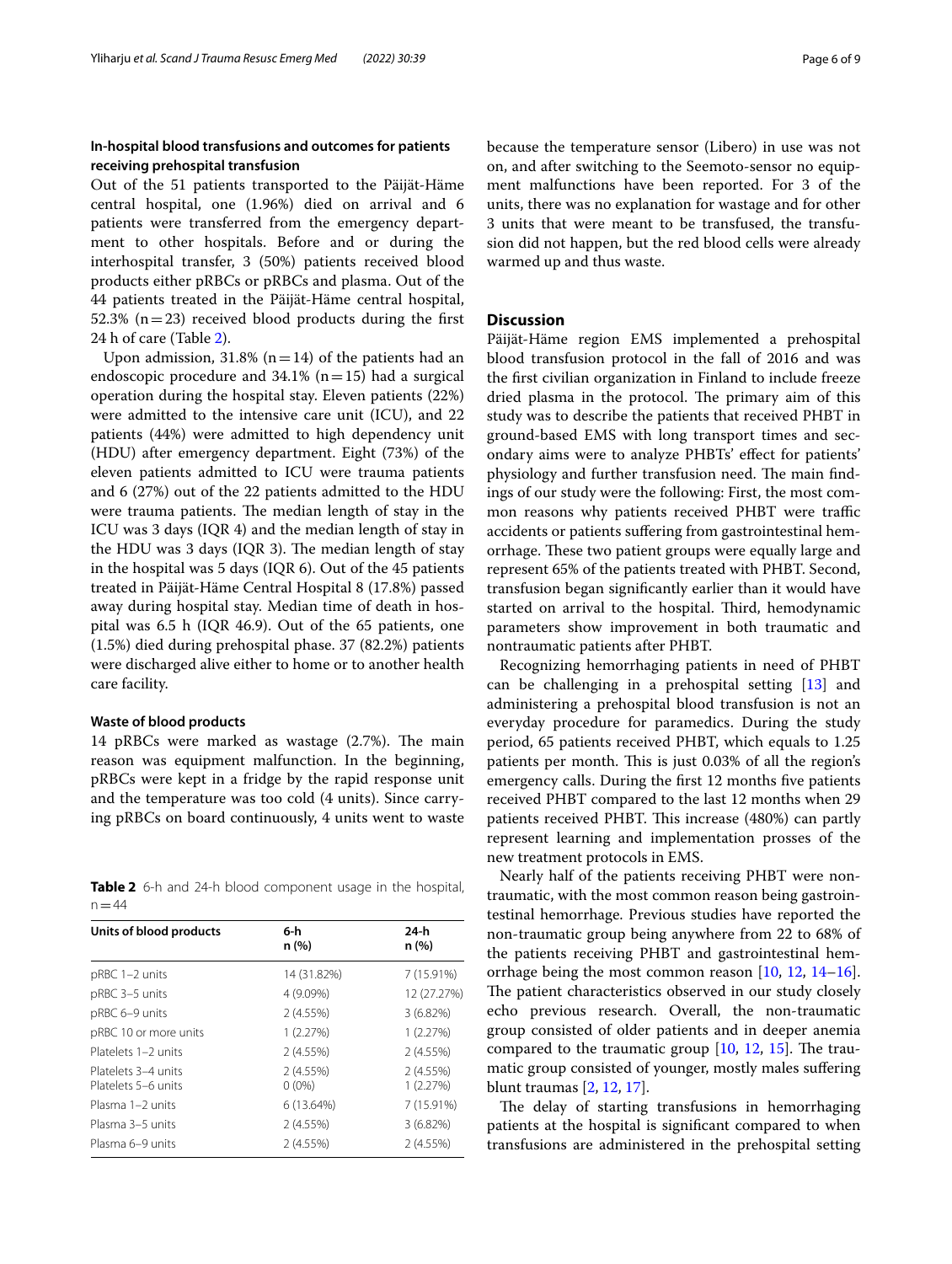### In-hospital blood transfusions and outcomes for patients receiving prehospital transfusion

Out of the 51 patients transported to the Päijät-Häme central hospital, one (1.96%) died on arrival and 6 patients were transferred from the emergency department to other hospitals. Before and or during the interhospital transfer, 3 (50%) patients received blood products either pRBCs or pRBCs and plasma. Out of the 44 patients treated in the Päijät-Häme central hospital, 52.3% (n = 23) received blood products during the first 24 h of care (Table 2).

Upon admission, 31.8% (n = 14) of the patients had an endoscopic procedure and 34.1% (n = 15) had a surgical operation during the hospital stay. Eleven patients (22%) were admitted to the intensive care unit (ICU), and 22 patients (44%) were admitted to high dependency unit (HDU) after emergency department. Eight (73%) of the eleven patients admitted to ICU were trauma patients and 6 (27%) out of the 22 patients admitted to the HDU were trauma patients. The median length of stay in the ICU was 3 days (IQR 4) and the median length of stay in the HDU was 3 days (IQR 3). The median length of stay in the hospital was 5 days (IQR 6). Out of the 45 patients treated in Päijät-Häme Central Hospital 8 (17.8%) passed away during hospital stay. Median time of death in hospital was 6.5 h (IQR 46.9). Out of the 65 patients, one (1.5%) died during prehospital phase. 37 (82.2%) patients were discharged alive either to home or to another health care facility.

### Waste of blood products

14 pRBCs were marked as wastage (2.7%). The main reason was equipment malfunction. In the beginning, pRBCs were kept in a fridge by the rapid response unit and the temperature was too cold (4 units). Since carrying pRBCs on board continuously, 4 units went to waste because the temperature sensor (Libero) in use was not on, and after switching to the Seemoto-sensor no equipment malfunctions have been reported. For 3 of the units, there was no explanation for wastage and for other 3 units that were meant to be transfused, the transfusion did not happen, but the red blood cells were already warmed up and thus waste.

**Table 2** 6-h and 24-h blood component usage in the hospital, n = 44

| Units of blood products | 6-h n (%) | 24-h n (%) |
|---|---|---|
| pRBC 1–2 units | 14 (31.82%) | 7 (15.91%) |
| pRBC 3–5 units | 4 (9.09%) | 12 (27.27%) |
| pRBC 6–9 units | 2 (4.55%) | 3 (6.82%) |
| pRBC 10 or more units | 1 (2.27%) | 1 (2.27%) |
| Platelets 1–2 units | 2 (4.55%) | 2 (4.55%) |
| Platelets 3–4 units | 2 (4.55%) | 2 (4.55%) |
| Platelets 5–6 units | 0 (0%) | 1 (2.27%) |
| Plasma 1–2 units | 6 (13.64%) | 7 (15.91%) |
| Plasma 3–5 units | 2 (4.55%) | 3 (6.82%) |
| Plasma 6–9 units | 2 (4.55%) | 2 (4.55%) |

## Discussion

Päijät-Häme region EMS implemented a prehospital blood transfusion protocol in the fall of 2016 and was the first civilian organization in Finland to include freeze dried plasma in the protocol. The primary aim of this study was to describe the patients that received PHBT in ground-based EMS with long transport times and secondary aims were to analyze PHBTs' effect for patients' physiology and further transfusion need. The main findings of our study were the following: First, the most common reasons why patients received PHBT were traffic accidents or patients suffering from gastrointestinal hemorrhage. These two patient groups were equally large and represent 65% of the patients treated with PHBT. Second, transfusion began significantly earlier than it would have started on arrival to the hospital. Third, hemodynamic parameters show improvement in both traumatic and nontraumatic patients after PHBT.

Recognizing hemorrhaging patients in need of PHBT can be challenging in a prehospital setting [13] and administering a prehospital blood transfusion is not an everyday procedure for paramedics. During the study period, 65 patients received PHBT, which equals to 1.25 patients per month. This is just 0.03% of all the region's emergency calls. During the first 12 months five patients received PHBT compared to the last 12 months when 29 patients received PHBT. This increase (480%) can partly represent learning and implementation prosses of the new treatment protocols in EMS.

Nearly half of the patients receiving PHBT were nontraumatic, with the most common reason being gastrointestinal hemorrhage. Previous studies have reported the non-traumatic group being anywhere from 22 to 68% of the patients receiving PHBT and gastrointestinal hemorrhage being the most common reason [10, 12, 14–16]. The patient characteristics observed in our study closely echo previous research. Overall, the non-traumatic group consisted of older patients and in deeper anemia compared to the traumatic group [10, 12, 15]. The traumatic group consisted of younger, mostly males suffering blunt traumas [2, 12, 17].

The delay of starting transfusions in hemorrhaging patients at the hospital is significant compared to when transfusions are administered in the prehospital setting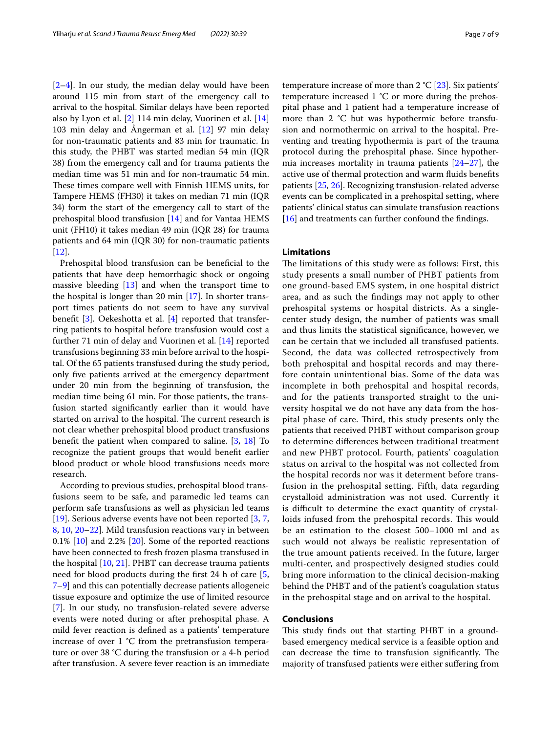[2–4]. In our study, the median delay would have been around 115 min from start of the emergency call to arrival to the hospital. Similar delays have been reported also by Lyon et al. [2] 114 min delay, Vuorinen et al. [14] 103 min delay and Ångerman et al. [12] 97 min delay for non-traumatic patients and 83 min for traumatic. In this study, the PHBT was started median 54 min (IQR 38) from the emergency call and for trauma patients the median time was 51 min and for non-traumatic 54 min. These times compare well with Finnish HEMS units, for Tampere HEMS (FH30) it takes on median 71 min (IQR 34) form the start of the emergency call to start of the prehospital blood transfusion [14] and for Vantaa HEMS unit (FH10) it takes median 49 min (IQR 28) for trauma patients and 64 min (IQR 30) for non-traumatic patients [12].

Prehospital blood transfusion can be beneficial to the patients that have deep hemorrhagic shock or ongoing massive bleeding [13] and when the transport time to the hospital is longer than 20 min [17]. In shorter transport times patients do not seem to have any survival benefit [3]. Oekeshotta et al. [4] reported that transferring patients to hospital before transfusion would cost a further 71 min of delay and Vuorinen et al. [14] reported transfusions beginning 33 min before arrival to the hospital. Of the 65 patients transfused during the study period, only five patients arrived at the emergency department under 20 min from the beginning of transfusion, the median time being 61 min. For those patients, the transfusion started significantly earlier than it would have started on arrival to the hospital. The current research is not clear whether prehospital blood product transfusions benefit the patient when compared to saline. [3, 18] To recognize the patient groups that would benefit earlier blood product or whole blood transfusions needs more research.

According to previous studies, prehospital blood transfusions seem to be safe, and paramedic led teams can perform safe transfusions as well as physician led teams [19]. Serious adverse events have not been reported [3, 7, 8, 10, 20–22]. Mild transfusion reactions vary in between 0.1% [10] and 2.2% [20]. Some of the reported reactions have been connected to fresh frozen plasma transfused in the hospital [10, 21]. PHBT can decrease trauma patients need for blood products during the first 24 h of care [5, 7–9] and this can potentially decrease patients allogeneic tissue exposure and optimize the use of limited resource [7]. In our study, no transfusion-related severe adverse events were noted during or after prehospital phase. A mild fever reaction is defined as a patients' temperature increase of over 1 °C from the pretransfusion temperature or over 38 °C during the transfusion or a 4-h period after transfusion. A severe fever reaction is an immediate temperature increase of more than 2 °C [23]. Six patients' temperature increased 1 °C or more during the prehospital phase and 1 patient had a temperature increase of more than 2 °C but was hypothermic before transfusion and normothermic on arrival to the hospital. Preventing and treating hypothermia is part of the trauma protocol during the prehospital phase. Since hypothermia increases mortality in trauma patients [24–27], the active use of thermal protection and warm fluids benefits patients [25, 26]. Recognizing transfusion-related adverse events can be complicated in a prehospital setting, where patients' clinical status can simulate transfusion reactions [16] and treatments can further confound the findings.

## Limitations

The limitations of this study were as follows: First, this study presents a small number of PHBT patients from one ground-based EMS system, in one hospital district area, and as such the findings may not apply to other prehospital systems or hospital districts. As a single-center study design, the number of patients was small and thus limits the statistical significance, however, we can be certain that we included all transfused patients. Second, the data was collected retrospectively from both prehospital and hospital records and may therefore contain unintentional bias. Some of the data was incomplete in both prehospital and hospital records, and for the patients transported straight to the university hospital we do not have any data from the hospital phase of care. Third, this study presents only the patients that received PHBT without comparison group to determine differences between traditional treatment and new PHBT protocol. Fourth, patients' coagulation status on arrival to the hospital was not collected from the hospital records nor was it determent before transfusion in the prehospital setting. Fifth, data regarding crystalloid administration was not used. Currently it is difficult to determine the exact quantity of crystalloids infused from the prehospital records. This would be an estimation to the closest 500–1000 ml and as such would not always be realistic representation of the true amount patients received. In the future, larger multi-center, and prospectively designed studies could bring more information to the clinical decision-making behind the PHBT and of the patient's coagulation status in the prehospital stage and on arrival to the hospital.

## Conclusions

This study finds out that starting PHBT in a ground-based emergency medical service is a feasible option and can decrease the time to transfusion significantly. The majority of transfused patients were either suffering from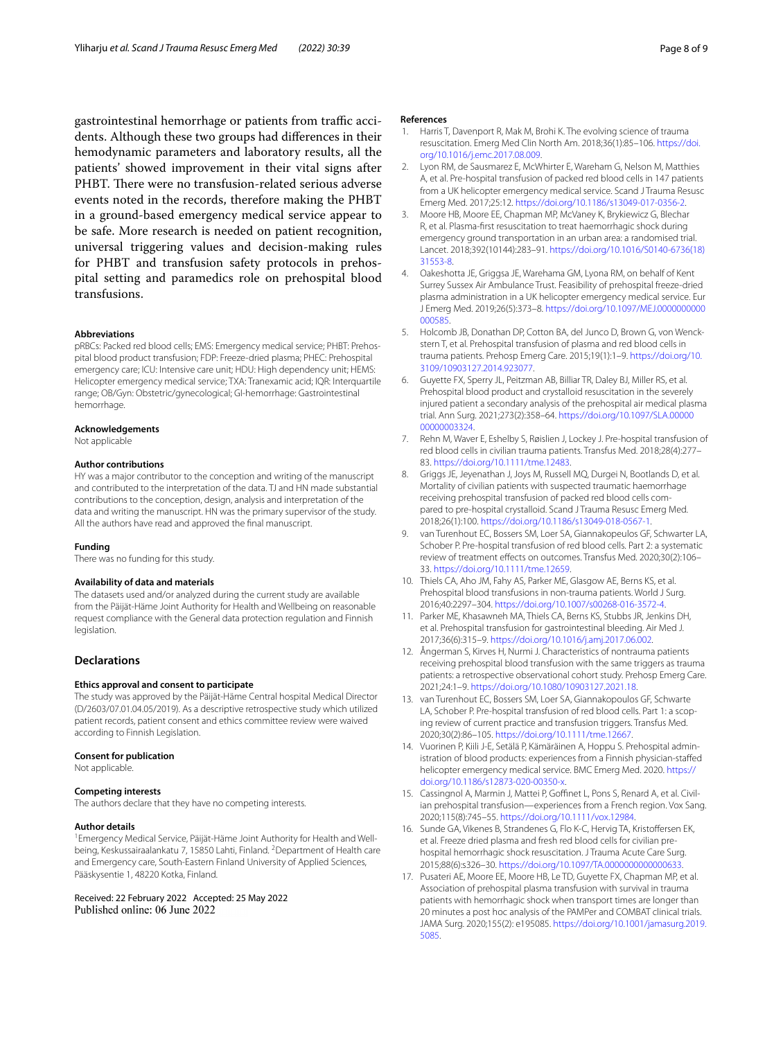gastrointestinal hemorrhage or patients from traffic accidents. Although these two groups had differences in their hemodynamic parameters and laboratory results, all the patients' showed improvement in their vital signs after PHBT. There were no transfusion-related serious adverse events noted in the records, therefore making the PHBT in a ground-based emergency medical service appear to be safe. More research is needed on patient recognition, universal triggering values and decision-making rules for PHBT and transfusion safety protocols in prehospital setting and paramedics role on prehospital blood transfusions.

#### Abbreviations
pRBCs: Packed red blood cells; EMS: Emergency medical service; PHBT: Prehospital blood product transfusion; FDP: Freeze-dried plasma; PHEC: Prehospital emergency care; ICU: Intensive care unit; HDU: High dependency unit; HEMS: Helicopter emergency medical service; TXA: Tranexamic acid; IQR: Interquartile range; OB/Gyn: Obstetric/gynecological; GI-hemorrhage: Gastrointestinal hemorrhage.

#### Acknowledgements
Not applicable

#### Author contributions
HY was a major contributor to the conception and writing of the manuscript and contributed to the interpretation of the data. TJ and HN made substantial contributions to the conception, design, analysis and interpretation of the data and writing the manuscript. HN was the primary supervisor of the study. All the authors have read and approved the final manuscript.

#### Funding
There was no funding for this study.

#### Availability of data and materials
The datasets used and/or analyzed during the current study are available from the Päijät-Häme Joint Authority for Health and Wellbeing on reasonable request compliance with the General data protection regulation and Finnish legislation.

## Declarations

#### Ethics approval and consent to participate
The study was approved by the Päijät-Häme Central hospital Medical Director (D/2603/07.01.04.05/2019). As a descriptive retrospective study which utilized patient records, patient consent and ethics committee review were waived according to Finnish Legislation.

#### Consent for publication
Not applicable.

#### Competing interests
The authors declare that they have no competing interests.

#### Author details
[1]Emergency Medical Service, Päijät-Häme Joint Authority for Health and Wellbeing, Keskussairaalankatu 7, 15850 Lahti, Finland. [2]Department of Health care and Emergency care, South-Eastern Finland University of Applied Sciences, Pääskysentie 1, 48220 Kotka, Finland.

Received: 22 February 2022 Accepted: 25 May 2022
Published online: 06 June 2022

#### References
1. Harris T, Davenport R, Mak M, Brohi K. The evolving science of trauma resuscitation. Emerg Med Clin North Am. 2018;36(1):85–106. https://doi.org/10.1016/j.emc.2017.08.009.
2. Lyon RM, de Sausmarez E, McWhirter E, Wareham G, Nelson M, Matthies A, et al. Pre-hospital transfusion of packed red blood cells in 147 patients from a UK helicopter emergency medical service. Scand J Trauma Resusc Emerg Med. 2017;25:12. https://doi.org/10.1186/s13049-017-0356-2.
3. Moore HB, Moore EE, Chapman MP, McVaney K, Brykiewicz G, Blechar R, et al. Plasma-first resuscitation to treat haemorrhagic shock during emergency ground transportation in an urban area: a randomised trial. Lancet. 2018;392(10144):283–91. https://doi.org/10.1016/S0140-6736(18)31553-8.
4. Oakeshotta JE, Griggsa JE, Warehama GM, Lyona RM, on behalf of Kent Surrey Sussex Air Ambulance Trust. Feasibility of prehospital freeze-dried plasma administration in a UK helicopter emergency medical service. Eur J Emerg Med. 2019;26(5):373–8. https://doi.org/10.1097/MEJ.0000000000000585.
5. Holcomb JB, Donathan DP, Cotton BA, del Junco D, Brown G, von Wenckstern T, et al. Prehospital transfusion of plasma and red blood cells in trauma patients. Prehosp Emerg Care. 2015;19(1):1–9. https://doi.org/10.3109/10903127.2014.923077.
6. Guyette FX, Sperry JL, Peitzman AB, Billiar TR, Daley BJ, Miller RS, et al. Prehospital blood product and crystalloid resuscitation in the severely injured patient a secondary analysis of the prehospital air medical plasma trial. Ann Surg. 2021;273(2):358–64. https://doi.org/10.1097/SLA.0000000000003324.
7. Rehn M, Waver E, Eshelby S, Røislien J, Lockey J. Pre-hospital transfusion of red blood cells in civilian trauma patients. Transfus Med. 2018;28(4):277–83. https://doi.org/10.1111/tme.12483.
8. Griggs JE, Jeyenathan J, Joys M, Russell MQ, Durgei N, Bootlands D, et al. Mortality of civilian patients with suspected traumatic haemorrhage receiving prehospital transfusion of packed red blood cells compared to pre-hospital crystalloid. Scand J Trauma Resusc Emerg Med. 2018;26(1):100. https://doi.org/10.1186/s13049-018-0567-1.
9. van Turenhout EC, Bossers SM, Loer SA, Giannakopeulos GF, Schwarter LA, Schober P. Pre-hospital transfusion of red blood cells. Part 2: a systematic review of treatment effects on outcomes. Transfus Med. 2020;30(2):106–33. https://doi.org/10.1111/tme.12659.
10. Thiels CA, Aho JM, Fahy AS, Parker ME, Glasgow AE, Berns KS, et al. Prehospital blood transfusions in non-trauma patients. World J Surg. 2016;40:2297–304. https://doi.org/10.1007/s00268-016-3572-4.
11. Parker ME, Khasawneh MA, Thiels CA, Berns KS, Stubbs JR, Jenkins DH, et al. Prehospital transfusion for gastrointestinal bleeding. Air Med J. 2017;36(6):315–9. https://doi.org/10.1016/j.amj.2017.06.002.
12. Ångerman S, Kirves H, Nurmi J. Characteristics of nontrauma patients receiving prehospital blood transfusion with the same triggers as trauma patients: a retrospective observational cohort study. Prehosp Emerg Care. 2021;24:1–9. https://doi.org/10.1080/10903127.2021.18.
13. van Turenhout EC, Bossers SM, Loer SA, Giannakopoulos GF, Schwarte LA, Schober P. Pre-hospital transfusion of red blood cells. Part 1: a scoping review of current practice and transfusion triggers. Transfus Med. 2020;30(2):86–105. https://doi.org/10.1111/tme.12667.
14. Vuorinen P, Kiili J-E, Setälä P, Kämäräinen A, Hoppu S. Prehospital administration of blood products: experiences from a Finnish physician-staffed helicopter emergency medical service. BMC Emerg Med. 2020. https://doi.org/10.1186/s12873-020-00350-x.
15. Cassingnol A, Marmin J, Mattei P, Goffinet L, Pons S, Renard A, et al. Civilian prehospital transfusion—experiences from a French region. Vox Sang. 2020;115(8):745–55. https://doi.org/10.1111/vox.12984.
16. Sunde GA, Vikenes B, Strandenes G, Flo K-C, Hervig TA, Kristoffersen EK, et al. Freeze dried plasma and fresh red blood cells for civilian prehospital hemorrhagic shock resuscitation. J Trauma Acute Care Surg. 2015;88(6):s326–30. https://doi.org/10.1097/TA.0000000000000633.
17. Pusateri AE, Moore EE, Moore HB, Le TD, Guyette FX, Chapman MP, et al. Association of prehospital plasma transfusion with survival in trauma patients with hemorrhagic shock when transport times are longer than 20 minutes a post hoc analysis of the PAMPer and COMBAT clinical trials. JAMA Surg. 2020;155(2): e195085. https://doi.org/10.1001/jamasurg.2019.5085.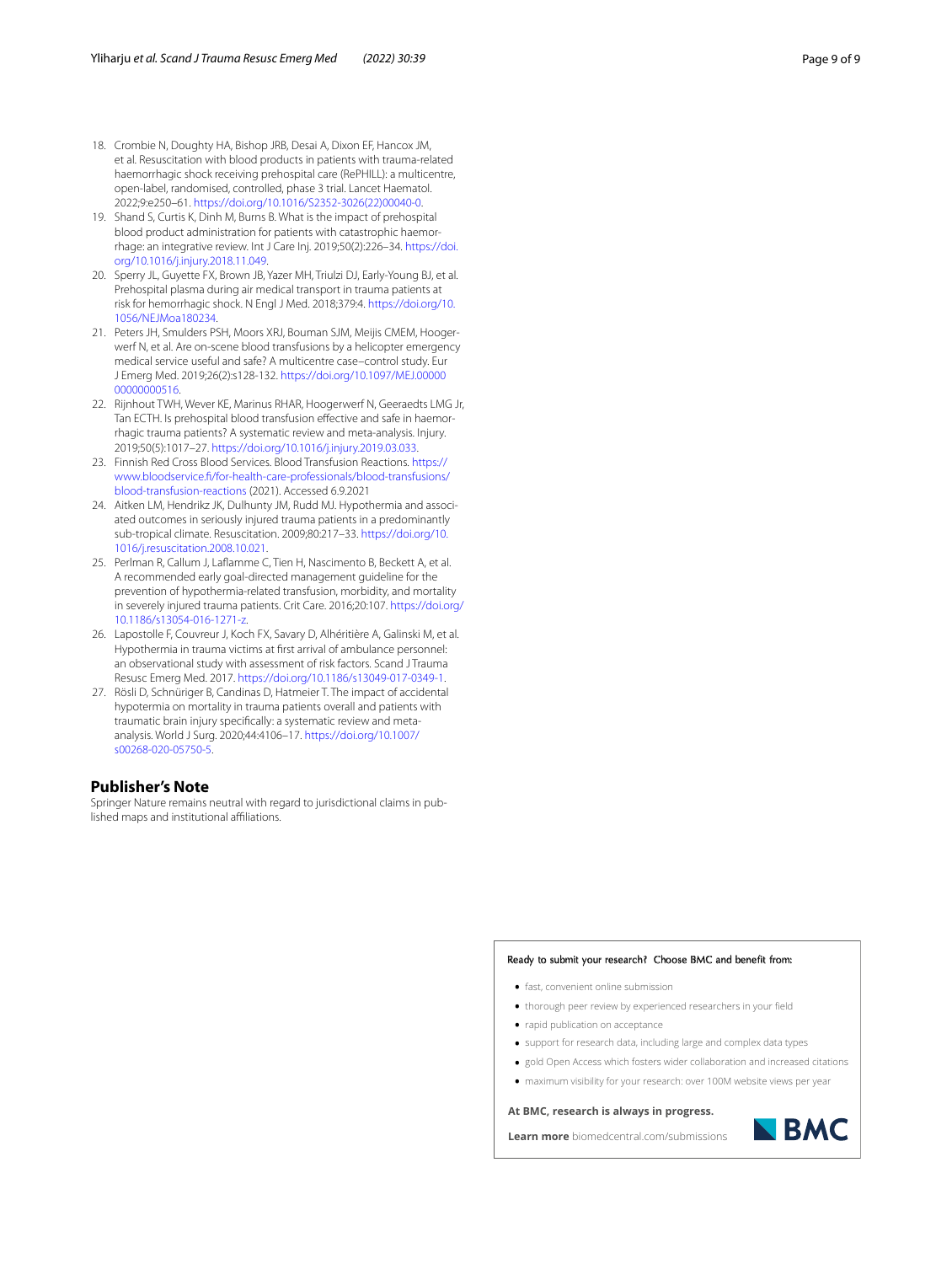18. Crombie N, Doughty HA, Bishop JRB, Desai A, Dixon EF, Hancox JM, et al. Resuscitation with blood products in patients with trauma-related haemorrhagic shock receiving prehospital care (RePHILL): a multicentre, open-label, randomised, controlled, phase 3 trial. Lancet Haematol. 2022;9:e250–61. https://doi.org/10.1016/S2352-3026(22)00040-0.
19. Shand S, Curtis K, Dinh M, Burns B. What is the impact of prehospital blood product administration for patients with catastrophic haemorrhage: an integrative review. Int J Care Inj. 2019;50(2):226–34. https://doi.org/10.1016/j.injury.2018.11.049.
20. Sperry JL, Guyette FX, Brown JB, Yazer MH, Triulzi DJ, Early-Young BJ, et al. Prehospital plasma during air medical transport in trauma patients at risk for hemorrhagic shock. N Engl J Med. 2018;379:4. https://doi.org/10.1056/NEJMoa180234.
21. Peters JH, Smulders PSH, Moors XRJ, Bouman SJM, Meijis CMEM, Hoogerwerf N, et al. Are on-scene blood transfusions by a helicopter emergency medical service useful and safe? A multicentre case–control study. Eur J Emerg Med. 2019;26(2):s128-132. https://doi.org/10.1097/MEJ.0000000000000516.
22. Rijnhout TWH, Wever KE, Marinus RHAR, Hoogerwerf N, Geeraedts LMG Jr, Tan ECTH. Is prehospital blood transfusion effective and safe in haemorrhagic trauma patients? A systematic review and meta-analysis. Injury. 2019;50(5):1017–27. https://doi.org/10.1016/j.injury.2019.03.033.
23. Finnish Red Cross Blood Services. Blood Transfusion Reactions. https://www.bloodservice.fi/for-health-care-professionals/blood-transfusions/blood-transfusion-reactions (2021). Accessed 6.9.2021
24. Aitken LM, Hendrikz JK, Dulhunty JM, Rudd MJ. Hypothermia and associated outcomes in seriously injured trauma patients in a predominantly sub-tropical climate. Resuscitation. 2009;80:217–33. https://doi.org/10.1016/j.resuscitation.2008.10.021.
25. Perlman R, Callum J, Laflamme C, Tien H, Nascimento B, Beckett A, et al. A recommended early goal-directed management guideline for the prevention of hypothermia-related transfusion, morbidity, and mortality in severely injured trauma patients. Crit Care. 2016;20:107. https://doi.org/10.1186/s13054-016-1271-z.
26. Lapostolle F, Couvreur J, Koch FX, Savary D, Alhéritière A, Galinski M, et al. Hypothermia in trauma victims at first arrival of ambulance personnel: an observational study with assessment of risk factors. Scand J Trauma Resusc Emerg Med. 2017. https://doi.org/10.1186/s13049-017-0349-1.
27. Rösli D, Schnüriger B, Candinas D, Hatmeier T. The impact of accidental hypotermia on mortality in trauma patients overall and patients with traumatic brain injury specifically: a systematic review and meta-analysis. World J Surg. 2020;44:4106–17. https://doi.org/10.1007/s00268-020-05750-5.

## Publisher's Note

Springer Nature remains neutral with regard to jurisdictional claims in published maps and institutional affiliations.

Ready to submit your research? Choose BMC and benefit from:

- fast, convenient online submission
- thorough peer review by experienced researchers in your field
- rapid publication on acceptance
- support for research data, including large and complex data types
- gold Open Access which fosters wider collaboration and increased citations
- maximum visibility for your research: over 100M website views per year

**At BMC, research is always in progress.**

**Learn more** biomedcentral.com/submissions

BMC